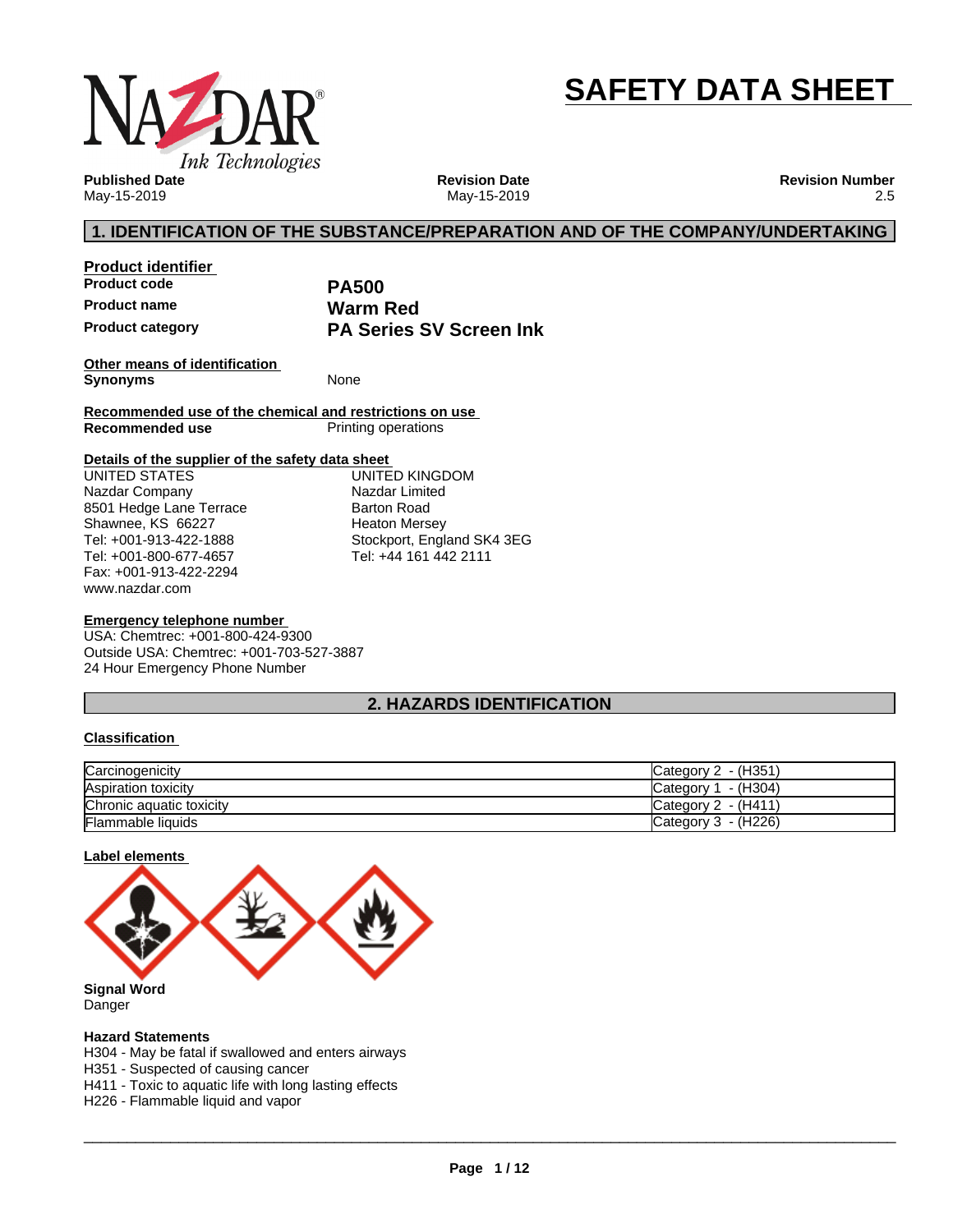# SAFETY DATA SHEET

**Published Date**
May-15-2019

**Revision Date**
May-15-2019

**Revision Number**
2.5

## 1. IDENTIFICATION OF THE SUBSTANCE/PREPARATION AND OF THE COMPANY/UNDERTAKING

**Product identifier**

| | |
|---|---|
| **Product code** | **PA500** |
| **Product name** | **Warm Red** |
| **Product category** | **PA Series SV Screen Ink** |

**Other means of identification**

**Synonyms** None

**Recommended use of the chemical and restrictions on use**

**Recommended use** Printing operations

**Details of the supplier of the safety data sheet**

UNITED STATES
Nazdar Company
8501 Hedge Lane Terrace
Shawnee, KS 66227
Tel: +001-913-422-1888
Tel: +001-800-677-4657
Fax: +001-913-422-2294
www.nazdar.com

UNITED KINGDOM
Nazdar Limited
Barton Road
Heaton Mersey
Stockport, England SK4 3EG
Tel: +44 161 442 2111

**Emergency telephone number**

USA: Chemtrec: +001-800-424-9300
Outside USA: Chemtrec: +001-703-527-3887
24 Hour Emergency Phone Number

## 2. HAZARDS IDENTIFICATION

**Classification**

| | |
|---|---|
| Carcinogenicity | Category 2 - (H351) |
| Aspiration toxicity | Category 1 - (H304) |
| Chronic aquatic toxicity | Category 2 - (H411) |
| Flammable liquids | Category 3 - (H226) |

**Label elements**

**Signal Word**
Danger

**Hazard Statements**
H304 - May be fatal if swallowed and enters airways
H351 - Suspected of causing cancer
H411 - Toxic to aquatic life with long lasting effects
H226 - Flammable liquid and vapor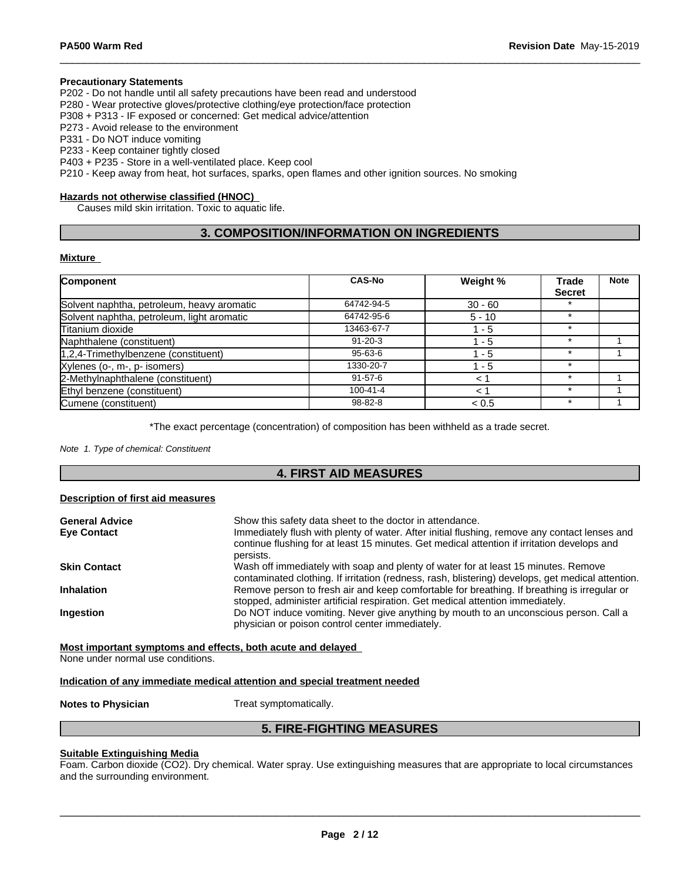#### Precautionary Statements

P202 - Do not handle until all safety precautions have been read and understood
P280 - Wear protective gloves/protective clothing/eye protection/face protection
P308 + P313 - IF exposed or concerned: Get medical advice/attention
P273 - Avoid release to the environment
P331 - Do NOT induce vomiting
P233 - Keep container tightly closed
P403 + P235 - Store in a well-ventilated place. Keep cool
P210 - Keep away from heat, hot surfaces, sparks, open flames and other ignition sources. No smoking

#### Hazards not otherwise classified (HNOC)

Causes mild skin irritation. Toxic to aquatic life.

## 3. COMPOSITION/INFORMATION ON INGREDIENTS

#### Mixture

| Component | CAS-No | Weight % | Trade Secret | Note |
|---|---|---|---|---|
| Solvent naphtha, petroleum, heavy aromatic | 64742-94-5 | 30 - 60 | * | |
| Solvent naphtha, petroleum, light aromatic | 64742-95-6 | 5 - 10 | * | |
| Titanium dioxide | 13463-67-7 | 1 - 5 | * | |
| Naphthalene (constituent) | 91-20-3 | 1 - 5 | * | 1 |
| 1,2,4-Trimethylbenzene (constituent) | 95-63-6 | 1 - 5 | * | 1 |
| Xylenes (o-, m-, p- isomers) | 1330-20-7 | 1 - 5 | * | |
| 2-Methylnaphthalene (constituent) | 91-57-6 | < 1 | * | 1 |
| Ethyl benzene (constituent) | 100-41-4 | < 1 | * | 1 |
| Cumene (constituent) | 98-82-8 | < 0.5 | * | 1 |

*The exact percentage (concentration) of composition has been withheld as a trade secret.

*Note 1. Type of chemical: Constituent*

## 4. FIRST AID MEASURES

#### Description of first aid measures

**General Advice** Show this safety data sheet to the doctor in attendance.

**Eye Contact** Immediately flush with plenty of water. After initial flushing, remove any contact lenses and continue flushing for at least 15 minutes. Get medical attention if irritation develops and persists.

**Skin Contact** Wash off immediately with soap and plenty of water for at least 15 minutes. Remove contaminated clothing. If irritation (redness, rash, blistering) develops, get medical attention.

**Inhalation** Remove person to fresh air and keep comfortable for breathing. If breathing is irregular or stopped, administer artificial respiration. Get medical attention immediately.

**Ingestion** Do NOT induce vomiting. Never give anything by mouth to an unconscious person. Call a physician or poison control center immediately.

#### Most important symptoms and effects, both acute and delayed

None under normal use conditions.

#### Indication of any immediate medical attention and special treatment needed

**Notes to Physician** Treat symptomatically.

## 5. FIRE-FIGHTING MEASURES

#### Suitable Extinguishing Media

Foam. Carbon dioxide ($CO_2$). Dry chemical. Water spray. Use extinguishing measures that are appropriate to local circumstances and the surrounding environment.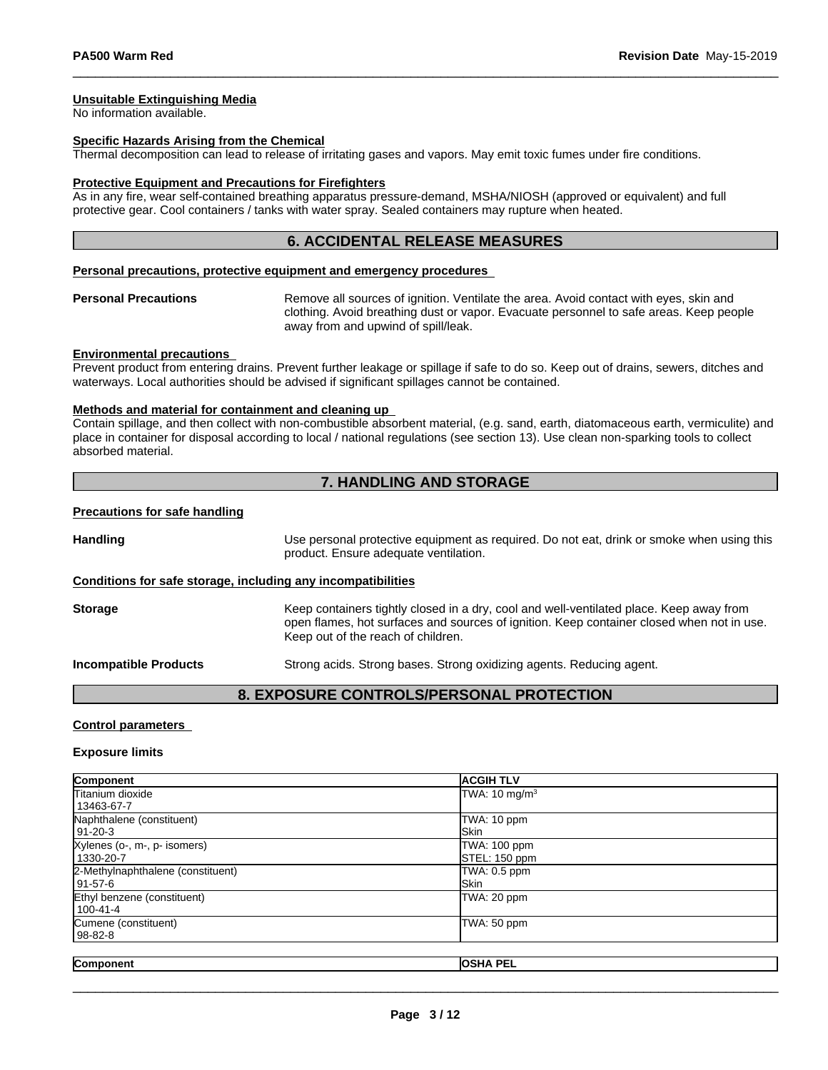#### Unsuitable Extinguishing Media

No information available.

#### Specific Hazards Arising from the Chemical

Thermal decomposition can lead to release of irritating gases and vapors. May emit toxic fumes under fire conditions.

#### Protective Equipment and Precautions for Firefighters

As in any fire, wear self-contained breathing apparatus pressure-demand, MSHA/NIOSH (approved or equivalent) and full protective gear. Cool containers / tanks with water spray. Sealed containers may rupture when heated.

## 6. ACCIDENTAL RELEASE MEASURES

#### Personal precautions, protective equipment and emergency procedures

**Personal Precautions** Remove all sources of ignition. Ventilate the area. Avoid contact with eyes, skin and clothing. Avoid breathing dust or vapor. Evacuate personnel to safe areas. Keep people away from and upwind of spill/leak.

#### Environmental precautions

Prevent product from entering drains. Prevent further leakage or spillage if safe to do so. Keep out of drains, sewers, ditches and waterways. Local authorities should be advised if significant spillages cannot be contained.

#### Methods and material for containment and cleaning up

Contain spillage, and then collect with non-combustible absorbent material, (e.g. sand, earth, diatomaceous earth, vermiculite) and place in container for disposal according to local / national regulations (see section 13). Use clean non-sparking tools to collect absorbed material.

## 7. HANDLING AND STORAGE

#### Precautions for safe handling

**Handling** Use personal protective equipment as required. Do not eat, drink or smoke when using this product. Ensure adequate ventilation.

#### Conditions for safe storage, including any incompatibilities

**Storage** Keep containers tightly closed in a dry, cool and well-ventilated place. Keep away from open flames, hot surfaces and sources of ignition. Keep container closed when not in use. Keep out of the reach of children.

**Incompatible Products** Strong acids. Strong bases. Strong oxidizing agents. Reducing agent.

## 8. EXPOSURE CONTROLS/PERSONAL PROTECTION

#### Control parameters

#### Exposure limits

| Component | ACGIH TLV |
|---|---|
| Titanium dioxide<br>13463-67-7 | TWA: 10 mg/m$^3$ |
| Naphthalene (constituent)<br>91-20-3 | TWA: 10 ppm<br>Skin |
| Xylenes (o-, m-, p- isomers)<br>1330-20-7 | TWA: 100 ppm<br>STEL: 150 ppm |
| 2-Methylnaphthalene (constituent)<br>91-57-6 | TWA: 0.5 ppm<br>Skin |
| Ethyl benzene (constituent)<br>100-41-4 | TWA: 20 ppm |
| Cumene (constituent)<br>98-82-8 | TWA: 50 ppm |

| Component | OSHA PEL |
|---|---|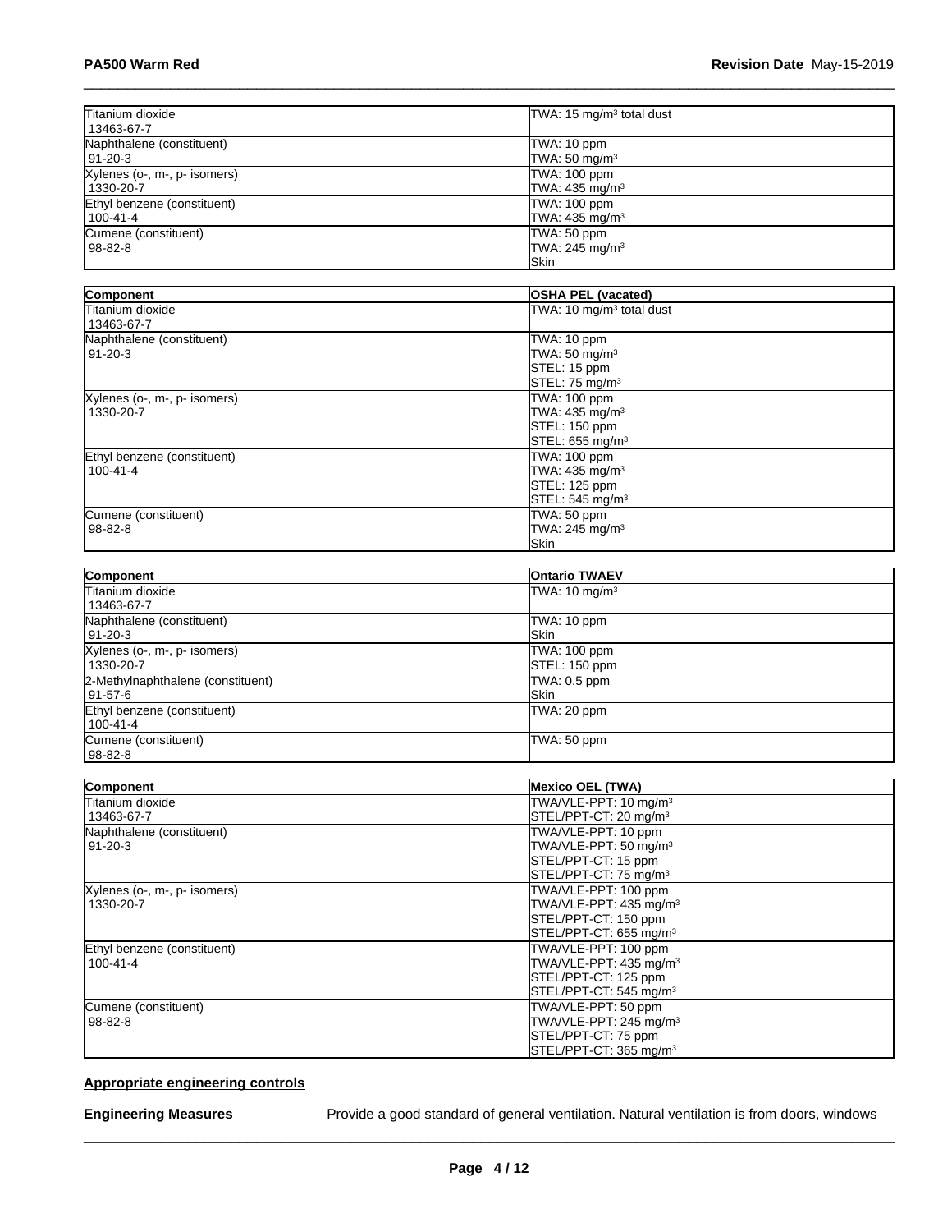| | |
|---|---|
| Titanium dioxide<br>13463-67-7 | TWA: 15 mg/m³ total dust |
| Naphthalene (constituent)<br>91-20-3 | TWA: 10 ppm<br>TWA: 50 mg/m³ |
| Xylenes (o-, m-, p- isomers)<br>1330-20-7 | TWA: 100 ppm<br>TWA: 435 mg/m³ |
| Ethyl benzene (constituent)<br>100-41-4 | TWA: 100 ppm<br>TWA: 435 mg/m³ |
| Cumene (constituent)<br>98-82-8 | TWA: 50 ppm<br>TWA: 245 mg/m³<br>Skin |

| Component | OSHA PEL (vacated) |
|---|---|
| Titanium dioxide<br>13463-67-7 | TWA: 10 mg/m³ total dust |
| Naphthalene (constituent)<br>91-20-3 | TWA: 10 ppm<br>TWA: 50 mg/m³<br>STEL: 15 ppm<br>STEL: 75 mg/m³ |
| Xylenes (o-, m-, p- isomers)<br>1330-20-7 | TWA: 100 ppm<br>TWA: 435 mg/m³<br>STEL: 150 ppm<br>STEL: 655 mg/m³ |
| Ethyl benzene (constituent)<br>100-41-4 | TWA: 100 ppm<br>TWA: 435 mg/m³<br>STEL: 125 ppm<br>STEL: 545 mg/m³ |
| Cumene (constituent)<br>98-82-8 | TWA: 50 ppm<br>TWA: 245 mg/m³<br>Skin |

| Component | Ontario TWAEV |
|---|---|
| Titanium dioxide<br>13463-67-7 | TWA: 10 mg/m³ |
| Naphthalene (constituent)<br>91-20-3 | TWA: 10 ppm<br>Skin |
| Xylenes (o-, m-, p- isomers)<br>1330-20-7 | TWA: 100 ppm<br>STEL: 150 ppm |
| 2-Methylnaphthalene (constituent)<br>91-57-6 | TWA: 0.5 ppm<br>Skin |
| Ethyl benzene (constituent)<br>100-41-4 | TWA: 20 ppm |
| Cumene (constituent)<br>98-82-8 | TWA: 50 ppm |

| Component | Mexico OEL (TWA) |
|---|---|
| Titanium dioxide<br>13463-67-7 | TWA/VLE-PPT: 10 mg/m³<br>STEL/PPT-CT: 20 mg/m³ |
| Naphthalene (constituent)<br>91-20-3 | TWA/VLE-PPT: 10 ppm<br>TWA/VLE-PPT: 50 mg/m³<br>STEL/PPT-CT: 15 ppm<br>STEL/PPT-CT: 75 mg/m³ |
| Xylenes (o-, m-, p- isomers)<br>1330-20-7 | TWA/VLE-PPT: 100 ppm<br>TWA/VLE-PPT: 435 mg/m³<br>STEL/PPT-CT: 150 ppm<br>STEL/PPT-CT: 655 mg/m³ |
| Ethyl benzene (constituent)<br>100-41-4 | TWA/VLE-PPT: 100 ppm<br>TWA/VLE-PPT: 435 mg/m³<br>STEL/PPT-CT: 125 ppm<br>STEL/PPT-CT: 545 mg/m³ |
| Cumene (constituent)<br>98-82-8 | TWA/VLE-PPT: 50 ppm<br>TWA/VLE-PPT: 245 mg/m³<br>STEL/PPT-CT: 75 ppm<br>STEL/PPT-CT: 365 mg/m³ |

**Appropriate engineering controls**

**Engineering Measures** Provide a good standard of general ventilation. Natural ventilation is from doors, windows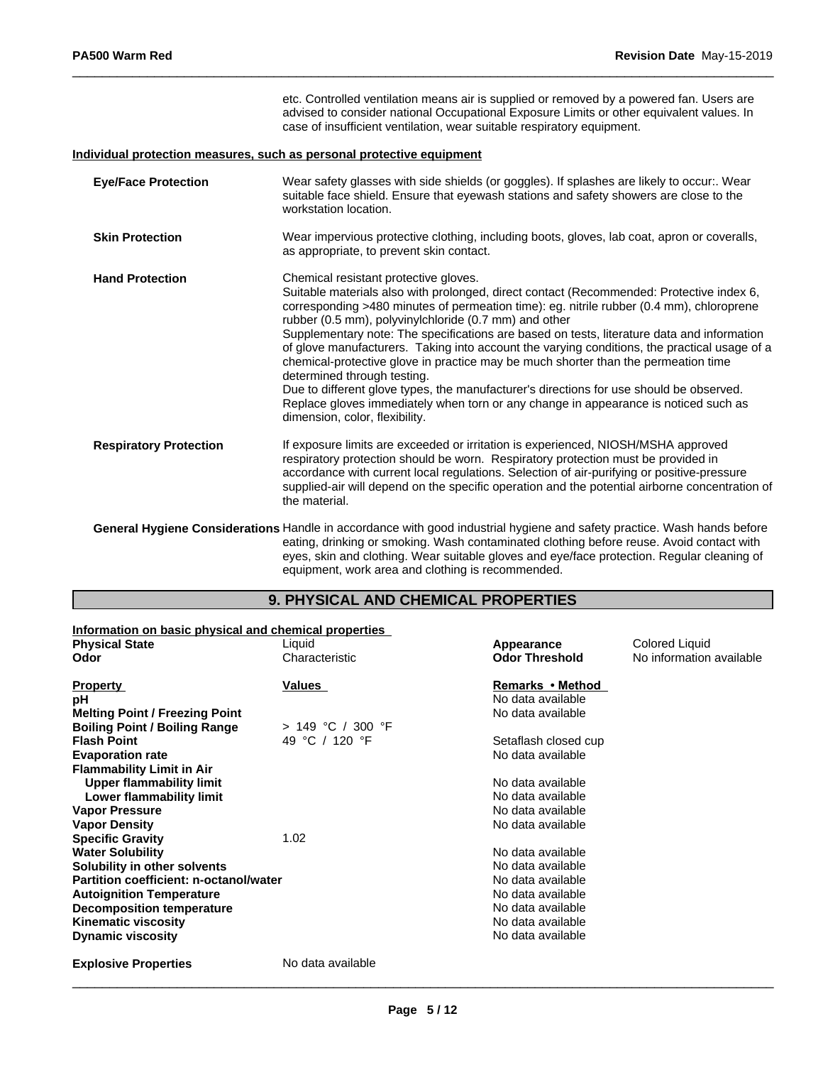etc. Controlled ventilation means air is supplied or removed by a powered fan. Users are advised to consider national Occupational Exposure Limits or other equivalent values. In case of insufficient ventilation, wear suitable respiratory equipment.

**Individual protection measures, such as personal protective equipment**

**Eye/Face Protection**
Wear safety glasses with side shields (or goggles). If splashes are likely to occur:. Wear suitable face shield. Ensure that eyewash stations and safety showers are close to the workstation location.

**Skin Protection**
Wear impervious protective clothing, including boots, gloves, lab coat, apron or coveralls, as appropriate, to prevent skin contact.

**Hand Protection**
Chemical resistant protective gloves.
Suitable materials also with prolonged, direct contact (Recommended: Protective index 6, corresponding >480 minutes of permeation time): eg. nitrile rubber (0.4 mm), chloroprene rubber (0.5 mm), polyvinylchloride (0.7 mm) and other
Supplementary note: The specifications are based on tests, literature data and information of glove manufacturers. Taking into account the varying conditions, the practical usage of a chemical-protective glove in practice may be much shorter than the permeation time determined through testing.
Due to different glove types, the manufacturer's directions for use should be observed. Replace gloves immediately when torn or any change in appearance is noticed such as dimension, color, flexibility.

**Respiratory Protection**
If exposure limits are exceeded or irritation is experienced, NIOSH/MSHA approved respiratory protection should be worn. Respiratory protection must be provided in accordance with current local regulations. Selection of air-purifying or positive-pressure supplied-air will depend on the specific operation and the potential airborne concentration of the material.

**General Hygiene Considerations**
Handle in accordance with good industrial hygiene and safety practice. Wash hands before eating, drinking or smoking. Wash contaminated clothing before reuse. Avoid contact with eyes, skin and clothing. Wear suitable gloves and eye/face protection. Regular cleaning of equipment, work area and clothing is recommended.

## 9. PHYSICAL AND CHEMICAL PROPERTIES

**Information on basic physical and chemical properties**

| | | | |
|---|---|---|---|
| **Physical State** | Liquid | **Appearance** | Colored Liquid |
| **Odor** | Characteristic | **Odor Threshold** | No information available |

| **Property** | **Values** | **Remarks • Method** |
|---|---|---|
| **pH** | | No data available |
| **Melting Point / Freezing Point** | | No data available |
| **Boiling Point / Boiling Range** | > 149 °C / 300 °F | |
| **Flash Point** | 49 °C / 120 °F | Setaflash closed cup |
| **Evaporation rate** | | No data available |
| **Flammability Limit in Air** | | |
| **Upper flammability limit** | | No data available |
| **Lower flammability limit** | | No data available |
| **Vapor Pressure** | | No data available |
| **Vapor Density** | | No data available |
| **Specific Gravity** | 1.02 | |
| **Water Solubility** | | No data available |
| **Solubility in other solvents** | | No data available |
| **Partition coefficient: n-octanol/water** | | No data available |
| **Autoignition Temperature** | | No data available |
| **Decomposition temperature** | | No data available |
| **Kinematic viscosity** | | No data available |
| **Dynamic viscosity** | | No data available |
| **Explosive Properties** | No data available | |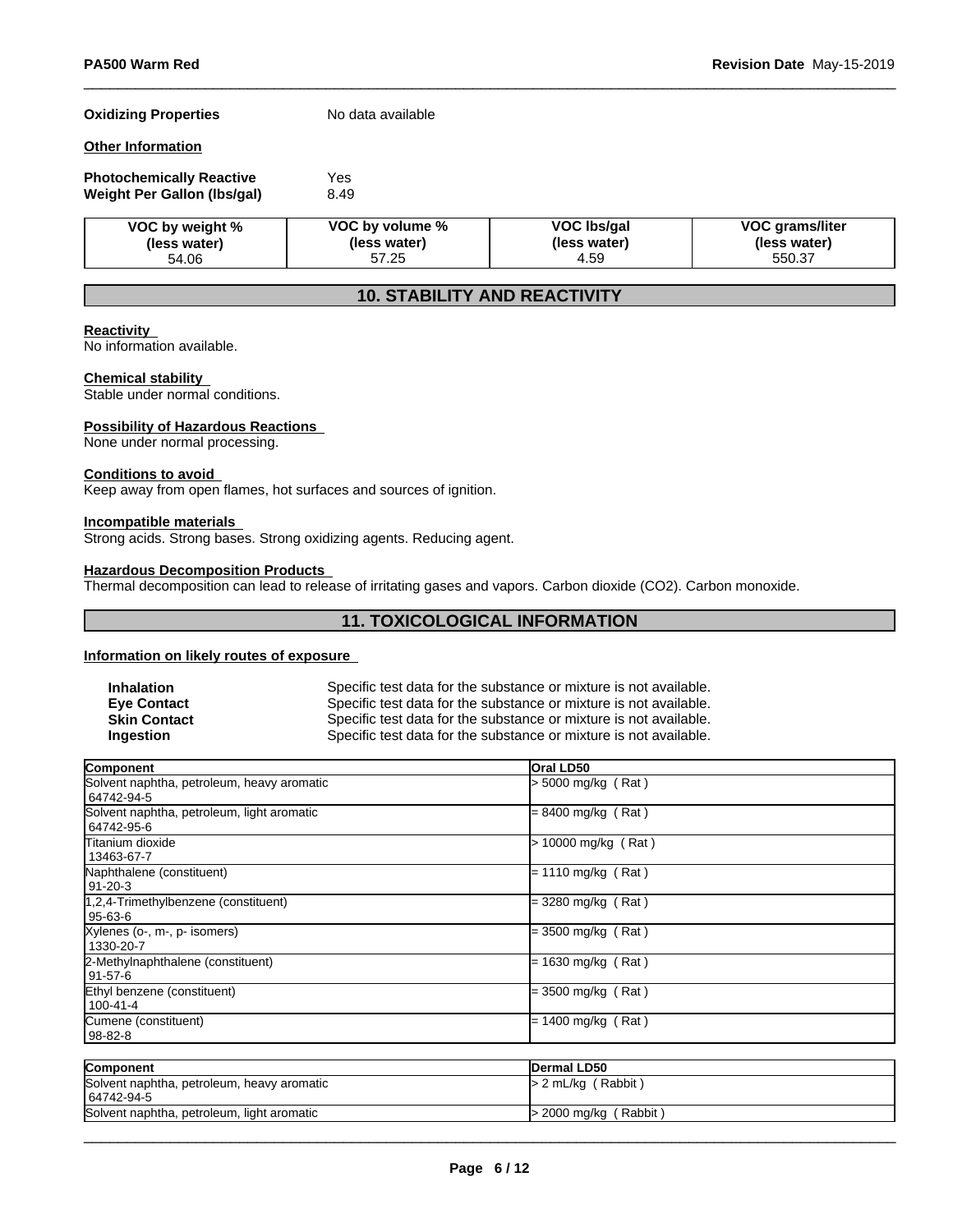**Oxidizing Properties** No data available

**Other Information**

**Photochemically Reactive** Yes
**Weight Per Gallon (lbs/gal)** 8.49

| VOC by weight % (less water) | VOC by volume % (less water) | VOC lbs/gal (less water) | VOC grams/liter (less water) |
|---|---|---|---|
| 54.06 | 57.25 | 4.59 | 550.37 |

## 10. STABILITY AND REACTIVITY

**Reactivity**
No information available.

**Chemical stability**
Stable under normal conditions.

**Possibility of Hazardous Reactions**
None under normal processing.

**Conditions to avoid**
Keep away from open flames, hot surfaces and sources of ignition.

**Incompatible materials**
Strong acids. Strong bases. Strong oxidizing agents. Reducing agent.

**Hazardous Decomposition Products**
Thermal decomposition can lead to release of irritating gases and vapors. Carbon dioxide ($CO_2$). Carbon monoxide.

## 11. TOXICOLOGICAL INFORMATION

**Information on likely routes of exposure**

**Inhalation** Specific test data for the substance or mixture is not available.
**Eye Contact** Specific test data for the substance or mixture is not available.
**Skin Contact** Specific test data for the substance or mixture is not available.
**Ingestion** Specific test data for the substance or mixture is not available.

| Component | Oral LD50 |
|---|---|
| Solvent naphtha, petroleum, heavy aromatic 64742-94-5 | > 5000 mg/kg ( Rat ) |
| Solvent naphtha, petroleum, light aromatic 64742-95-6 | = 8400 mg/kg ( Rat ) |
| Titanium dioxide 13463-67-7 | > 10000 mg/kg ( Rat ) |
| Naphthalene (constituent) 91-20-3 | = 1110 mg/kg ( Rat ) |
| 1,2,4-Trimethylbenzene (constituent) 95-63-6 | = 3280 mg/kg ( Rat ) |
| Xylenes (o-, m-, p- isomers) 1330-20-7 | = 3500 mg/kg ( Rat ) |
| 2-Methylnaphthalene (constituent) 91-57-6 | = 1630 mg/kg ( Rat ) |
| Ethyl benzene (constituent) 100-41-4 | = 3500 mg/kg ( Rat ) |
| Cumene (constituent) 98-82-8 | = 1400 mg/kg ( Rat ) |

| Component | Dermal LD50 |
|---|---|
| Solvent naphtha, petroleum, heavy aromatic 64742-94-5 | > 2 mL/kg ( Rabbit ) |
| Solvent naphtha, petroleum, light aromatic | > 2000 mg/kg ( Rabbit ) |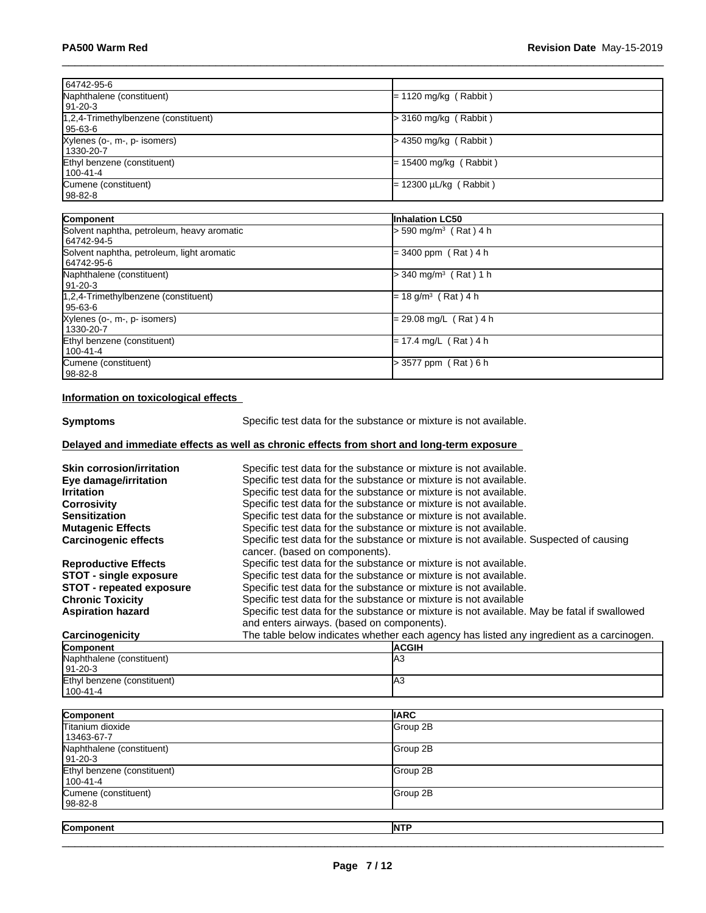| | |
|---|---|
| 64742-95-6 | |
| Naphthalene (constituent)<br>91-20-3 | = 1120 mg/kg ( Rabbit ) |
| 1,2,4-Trimethylbenzene (constituent)<br>95-63-6 | > 3160 mg/kg ( Rabbit ) |
| Xylenes (o-, m-, p- isomers)<br>1330-20-7 | > 4350 mg/kg ( Rabbit ) |
| Ethyl benzene (constituent)<br>100-41-4 | = 15400 mg/kg ( Rabbit ) |
| Cumene (constituent)<br>98-82-8 | = 12300 µL/kg ( Rabbit ) |

| Component | Inhalation LC50 |
|---|---|
| Solvent naphtha, petroleum, heavy aromatic<br>64742-94-5 | > 590 mg/m³ ( Rat ) 4 h |
| Solvent naphtha, petroleum, light aromatic<br>64742-95-6 | = 3400 ppm ( Rat ) 4 h |
| Naphthalene (constituent)<br>91-20-3 | > 340 mg/m³ ( Rat ) 1 h |
| 1,2,4-Trimethylbenzene (constituent)<br>95-63-6 | = 18 g/m³ ( Rat ) 4 h |
| Xylenes (o-, m-, p- isomers)<br>1330-20-7 | = 29.08 mg/L ( Rat ) 4 h |
| Ethyl benzene (constituent)<br>100-41-4 | = 17.4 mg/L ( Rat ) 4 h |
| Cumene (constituent)<br>98-82-8 | > 3577 ppm ( Rat ) 6 h |

**Information on toxicological effects**

**Symptoms** Specific test data for the substance or mixture is not available.

**Delayed and immediate effects as well as chronic effects from short and long-term exposure**

**Skin corrosion/irritation** Specific test data for the substance or mixture is not available.
**Eye damage/irritation** Specific test data for the substance or mixture is not available.
**Irritation** Specific test data for the substance or mixture is not available.
**Corrosivity** Specific test data for the substance or mixture is not available.
**Sensitization** Specific test data for the substance or mixture is not available.
**Mutagenic Effects** Specific test data for the substance or mixture is not available.
**Carcinogenic effects** Specific test data for the substance or mixture is not available. Suspected of causing cancer. (based on components).
**Reproductive Effects** Specific test data for the substance or mixture is not available.
**STOT - single exposure** Specific test data for the substance or mixture is not available.
**STOT - repeated exposure** Specific test data for the substance or mixture is not available.
**Chronic Toxicity** Specific test data for the substance or mixture is not available
**Aspiration hazard** Specific test data for the substance or mixture is not available. May be fatal if swallowed and enters airways. (based on components).
**Carcinogenicity** The table below indicates whether each agency has listed any ingredient as a carcinogen.

| Component | ACGIH |
|---|---|
| Naphthalene (constituent)<br>91-20-3 | A3 |
| Ethyl benzene (constituent)<br>100-41-4 | A3 |

| Component | IARC |
|---|---|
| Titanium dioxide<br>13463-67-7 | Group 2B |
| Naphthalene (constituent)<br>91-20-3 | Group 2B |
| Ethyl benzene (constituent)<br>100-41-4 | Group 2B |
| Cumene (constituent)<br>98-82-8 | Group 2B |

| Component | NTP |
|---|---|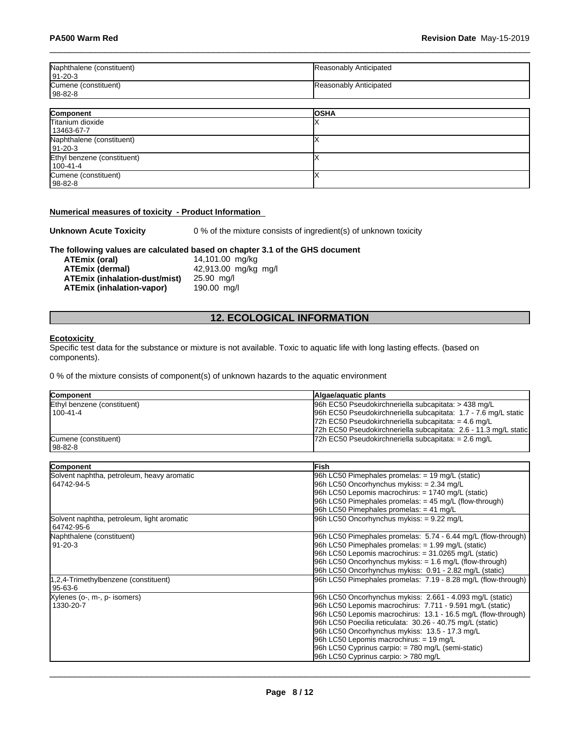| | |
|---|---|
| Naphthalene (constituent)<br>91-20-3 | Reasonably Anticipated |
| Cumene (constituent)<br>98-82-8 | Reasonably Anticipated |

| Component | OSHA |
|---|---|
| Titanium dioxide<br>13463-67-7 | X |
| Naphthalene (constituent)<br>91-20-3 | X |
| Ethyl benzene (constituent)<br>100-41-4 | X |
| Cumene (constituent)<br>98-82-8 | X |

**Numerical measures of toxicity - Product Information**

**Unknown Acute Toxicity** 0 % of the mixture consists of ingredient(s) of unknown toxicity

**The following values are calculated based on chapter 3.1 of the GHS document**

| | |
|---|---|
| **ATEmix (oral)** | 14,101.00 mg/kg |
| **ATEmix (dermal)** | 42,913.00 mg/kg mg/l |
| **ATEmix (inhalation-dust/mist)** | 25.90 mg/l |
| **ATEmix (inhalation-vapor)** | 190.00 mg/l |

## 12. ECOLOGICAL INFORMATION

**Ecotoxicity**

Specific test data for the substance or mixture is not available. Toxic to aquatic life with long lasting effects. (based on components).

0 % of the mixture consists of component(s) of unknown hazards to the aquatic environment

| Component | Algae/aquatic plants |
|---|---|
| Ethyl benzene (constituent)<br>100-41-4 | 96h EC50 Pseudokirchneriella subcapitata: > 438 mg/L<br>96h EC50 Pseudokirchneriella subcapitata: 1.7 - 7.6 mg/L static<br>72h EC50 Pseudokirchneriella subcapitata: = 4.6 mg/L<br>72h EC50 Pseudokirchneriella subcapitata: 2.6 - 11.3 mg/L static |
| Cumene (constituent)<br>98-82-8 | 72h EC50 Pseudokirchneriella subcapitata: = 2.6 mg/L |

| Component | Fish |
|---|---|
| Solvent naphtha, petroleum, heavy aromatic<br>64742-94-5 | 96h LC50 Pimephales promelas: = 19 mg/L (static)<br>96h LC50 Oncorhynchus mykiss: = 2.34 mg/L<br>96h LC50 Lepomis macrochirus: = 1740 mg/L (static)<br>96h LC50 Pimephales promelas: = 45 mg/L (flow-through)<br>96h LC50 Pimephales promelas: = 41 mg/L |
| Solvent naphtha, petroleum, light aromatic<br>64742-95-6 | 96h LC50 Oncorhynchus mykiss: = 9.22 mg/L |
| Naphthalene (constituent)<br>91-20-3 | 96h LC50 Pimephales promelas: 5.74 - 6.44 mg/L (flow-through)<br>96h LC50 Pimephales promelas: = 1.99 mg/L (static)<br>96h LC50 Lepomis macrochirus: = 31.0265 mg/L (static)<br>96h LC50 Oncorhynchus mykiss: = 1.6 mg/L (flow-through)<br>96h LC50 Oncorhynchus mykiss: 0.91 - 2.82 mg/L (static) |
| 1,2,4-Trimethylbenzene (constituent)<br>95-63-6 | 96h LC50 Pimephales promelas: 7.19 - 8.28 mg/L (flow-through) |
| Xylenes (o-, m-, p- isomers)<br>1330-20-7 | 96h LC50 Oncorhynchus mykiss: 2.661 - 4.093 mg/L (static)<br>96h LC50 Lepomis macrochirus: 7.711 - 9.591 mg/L (static)<br>96h LC50 Lepomis macrochirus: 13.1 - 16.5 mg/L (flow-through)<br>96h LC50 Poecilia reticulata: 30.26 - 40.75 mg/L (static)<br>96h LC50 Oncorhynchus mykiss: 13.5 - 17.3 mg/L<br>96h LC50 Lepomis macrochirus: = 19 mg/L<br>96h LC50 Cyprinus carpio: = 780 mg/L (semi-static)<br>96h LC50 Cyprinus carpio: > 780 mg/L |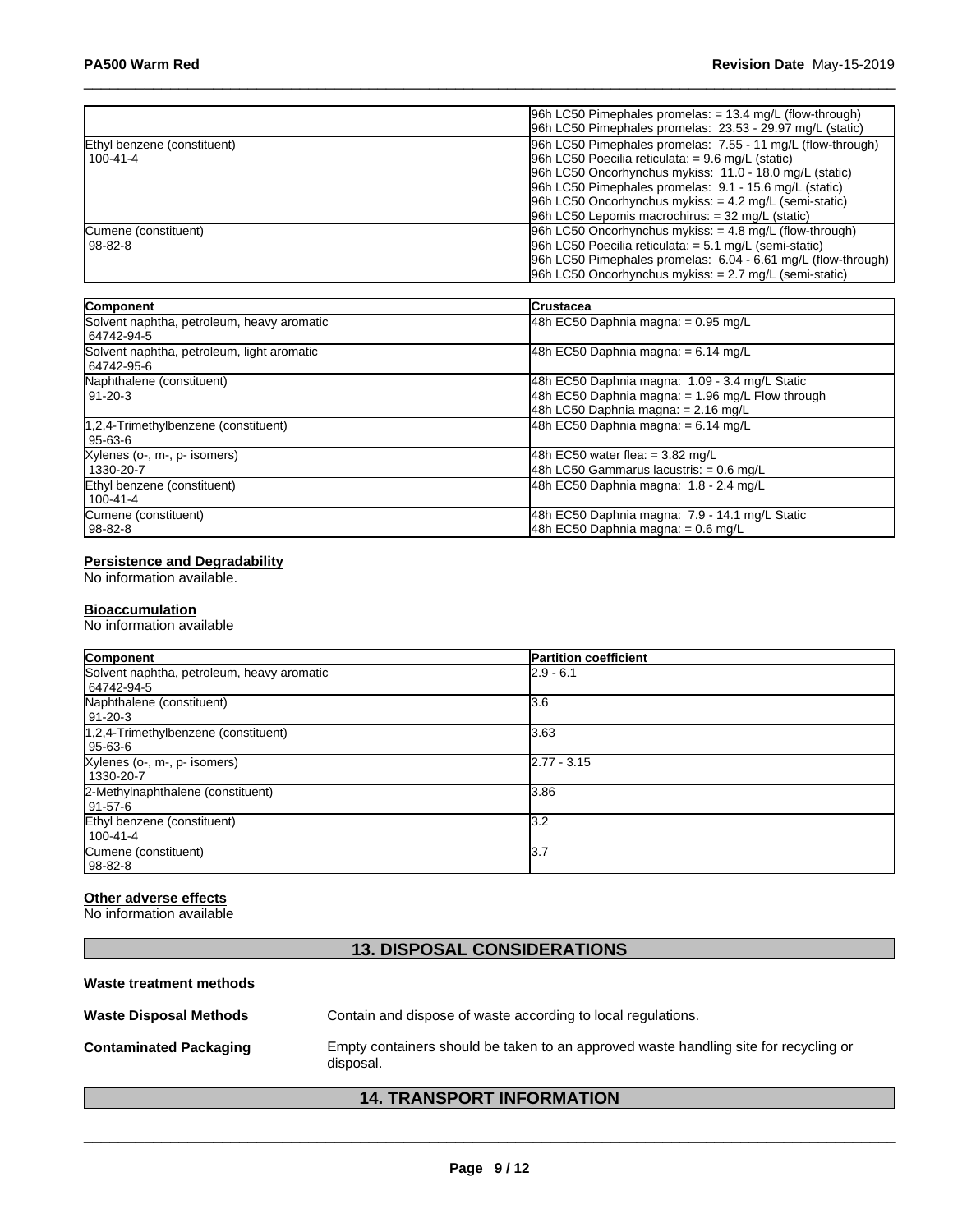| | |
|---|---|
| | 96h LC50 Pimephales promelas: = 13.4 mg/L (flow-through)<br>96h LC50 Pimephales promelas: 23.53 - 29.97 mg/L (static) |
| Ethyl benzene (constituent)<br>100-41-4 | 96h LC50 Pimephales promelas: 7.55 - 11 mg/L (flow-through)<br>96h LC50 Poecilia reticulata: = 9.6 mg/L (static)<br>96h LC50 Oncorhynchus mykiss: 11.0 - 18.0 mg/L (static)<br>96h LC50 Pimephales promelas: 9.1 - 15.6 mg/L (static)<br>96h LC50 Oncorhynchus mykiss: = 4.2 mg/L (semi-static)<br>96h LC50 Lepomis macrochirus: = 32 mg/L (static) |
| Cumene (constituent)<br>98-82-8 | 96h LC50 Oncorhynchus mykiss: = 4.8 mg/L (flow-through)<br>96h LC50 Poecilia reticulata: = 5.1 mg/L (semi-static)<br>96h LC50 Pimephales promelas: 6.04 - 6.61 mg/L (flow-through)<br>96h LC50 Oncorhynchus mykiss: = 2.7 mg/L (semi-static) |

| Component | Crustacea |
|---|---|
| Solvent naphtha, petroleum, heavy aromatic<br>64742-94-5 | 48h EC50 Daphnia magna: = 0.95 mg/L |
| Solvent naphtha, petroleum, light aromatic<br>64742-95-6 | 48h EC50 Daphnia magna: = 6.14 mg/L |
| Naphthalene (constituent)<br>91-20-3 | 48h EC50 Daphnia magna: 1.09 - 3.4 mg/L Static<br>48h EC50 Daphnia magna: = 1.96 mg/L Flow through<br>48h LC50 Daphnia magna: = 2.16 mg/L |
| 1,2,4-Trimethylbenzene (constituent)<br>95-63-6 | 48h EC50 Daphnia magna: = 6.14 mg/L |
| Xylenes (o-, m-, p- isomers)<br>1330-20-7 | 48h EC50 water flea: = 3.82 mg/L<br>48h LC50 Gammarus lacustris: = 0.6 mg/L |
| Ethyl benzene (constituent)<br>100-41-4 | 48h EC50 Daphnia magna: 1.8 - 2.4 mg/L |
| Cumene (constituent)<br>98-82-8 | 48h EC50 Daphnia magna: 7.9 - 14.1 mg/L Static<br>48h EC50 Daphnia magna: = 0.6 mg/L |

**Persistence and Degradability**

No information available.

**Bioaccumulation**

No information available

| Component | Partition coefficient |
|---|---|
| Solvent naphtha, petroleum, heavy aromatic<br>64742-94-5 | 2.9 - 6.1 |
| Naphthalene (constituent)<br>91-20-3 | 3.6 |
| 1,2,4-Trimethylbenzene (constituent)<br>95-63-6 | 3.63 |
| Xylenes (o-, m-, p- isomers)<br>1330-20-7 | 2.77 - 3.15 |
| 2-Methylnaphthalene (constituent)<br>91-57-6 | 3.86 |
| Ethyl benzene (constituent)<br>100-41-4 | 3.2 |
| Cumene (constituent)<br>98-82-8 | 3.7 |

**Other adverse effects**

No information available

## 13. DISPOSAL CONSIDERATIONS

**Waste treatment methods**

**Waste Disposal Methods** Contain and dispose of waste according to local regulations.

**Contaminated Packaging** Empty containers should be taken to an approved waste handling site for recycling or disposal.

## 14. TRANSPORT INFORMATION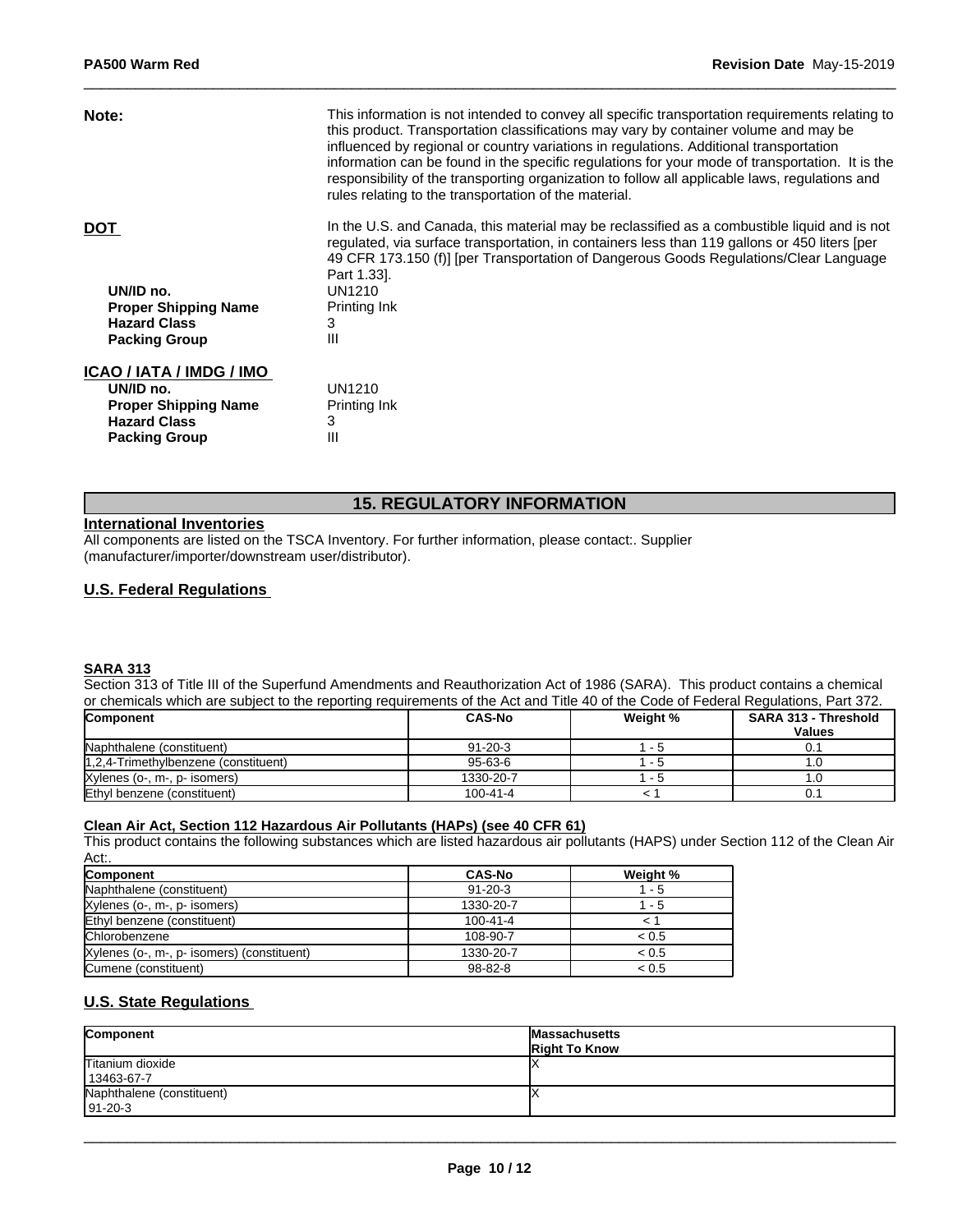**Note:** This information is not intended to convey all specific transportation requirements relating to this product. Transportation classifications may vary by container volume and may be influenced by regional or country variations in regulations. Additional transportation information can be found in the specific regulations for your mode of transportation. It is the responsibility of the transporting organization to follow all applicable laws, regulations and rules relating to the transportation of the material.

**DOT** In the U.S. and Canada, this material may be reclassified as a combustible liquid and is not regulated, via surface transportation, in containers less than 119 gallons or 450 liters [per 49 CFR 173.150 (f)] [per Transportation of Dangerous Goods Regulations/Clear Language Part 1.33].

- **UN/ID no.** UN1210
- **Proper Shipping Name** Printing Ink
- **Hazard Class** 3
- **Packing Group** III

**ICAO / IATA / IMDG / IMO**

- **UN/ID no.** UN1210
- **Proper Shipping Name** Printing Ink
- **Hazard Class** 3
- **Packing Group** III

## 15. REGULATORY INFORMATION

### International Inventories

All components are listed on the TSCA Inventory. For further information, please contact:. Supplier (manufacturer/importer/downstream user/distributor).

### U.S. Federal Regulations

#### SARA 313

Section 313 of Title III of the Superfund Amendments and Reauthorization Act of 1986 (SARA). This product contains a chemical or chemicals which are subject to the reporting requirements of the Act and Title 40 of the Code of Federal Regulations, Part 372.

| Component | CAS-No | Weight % | SARA 313 - Threshold Values |
|---|---|---|---|
| Naphthalene (constituent) | 91-20-3 | 1 - 5 | 0.1 |
| 1,2,4-Trimethylbenzene (constituent) | 95-63-6 | 1 - 5 | 1.0 |
| Xylenes (o-, m-, p- isomers) | 1330-20-7 | 1 - 5 | 1.0 |
| Ethyl benzene (constituent) | 100-41-4 | < 1 | 0.1 |

#### Clean Air Act, Section 112 Hazardous Air Pollutants (HAPs) (see 40 CFR 61)

This product contains the following substances which are listed hazardous air pollutants (HAPS) under Section 112 of the Clean Air Act:.

| Component | CAS-No | Weight % |
|---|---|---|
| Naphthalene (constituent) | 91-20-3 | 1 - 5 |
| Xylenes (o-, m-, p- isomers) | 1330-20-7 | 1 - 5 |
| Ethyl benzene (constituent) | 100-41-4 | < 1 |
| Chlorobenzene | 108-90-7 | < 0.5 |
| Xylenes (o-, m-, p- isomers) (constituent) | 1330-20-7 | < 0.5 |
| Cumene (constituent) | 98-82-8 | < 0.5 |

### U.S. State Regulations

| Component | Massachusetts Right To Know |
|---|---|
| Titanium dioxide 13463-67-7 | X |
| Naphthalene (constituent) 91-20-3 | X |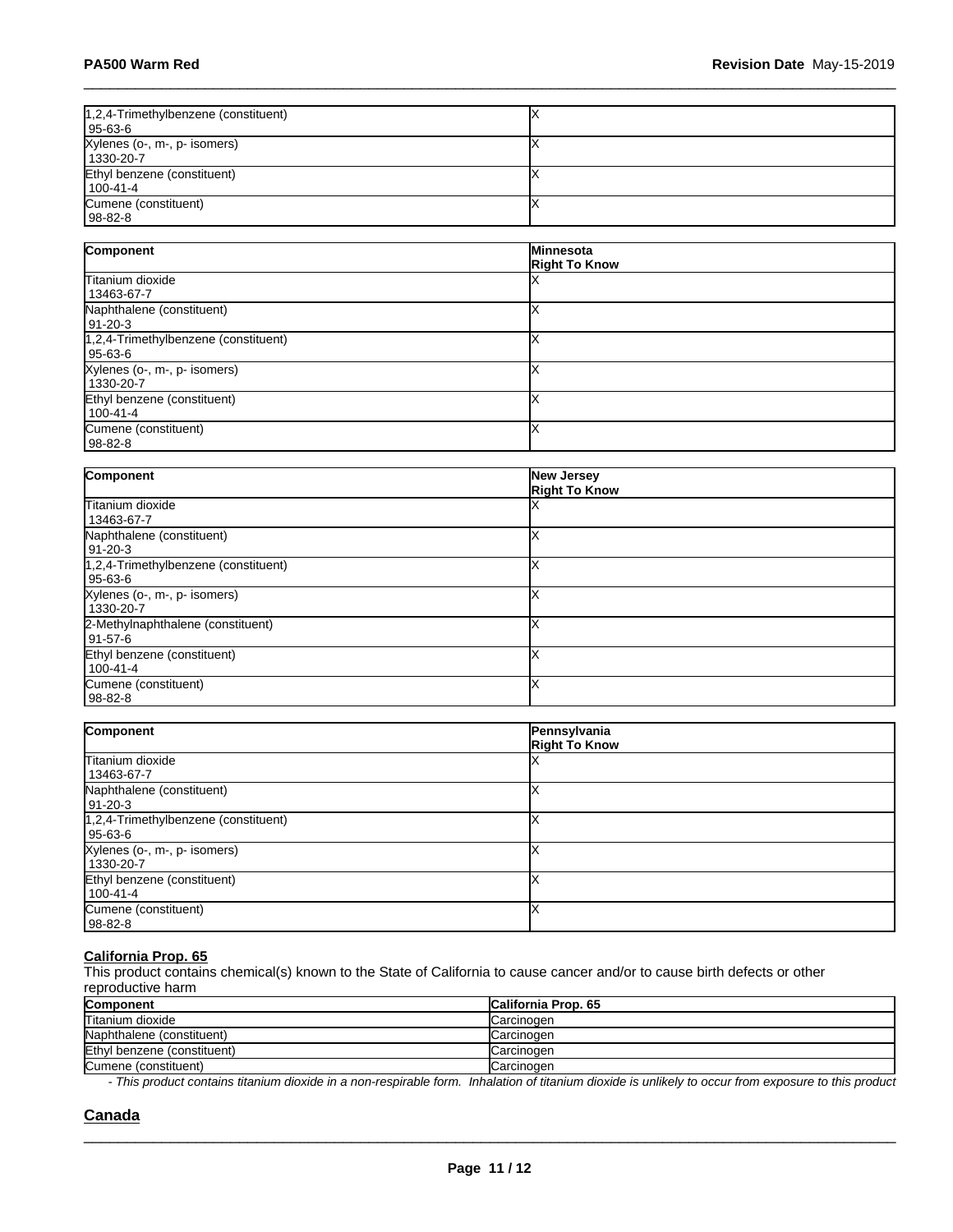| | |
|---|---|
| 1,2,4-Trimethylbenzene (constituent) 95-63-6 | X |
| Xylenes (o-, m-, p- isomers) 1330-20-7 | X |
| Ethyl benzene (constituent) 100-41-4 | X |
| Cumene (constituent) 98-82-8 | X |

| Component | Minnesota Right To Know |
|---|---|
| Titanium dioxide 13463-67-7 | X |
| Naphthalene (constituent) 91-20-3 | X |
| 1,2,4-Trimethylbenzene (constituent) 95-63-6 | X |
| Xylenes (o-, m-, p- isomers) 1330-20-7 | X |
| Ethyl benzene (constituent) 100-41-4 | X |
| Cumene (constituent) 98-82-8 | X |

| Component | New Jersey Right To Know |
|---|---|
| Titanium dioxide 13463-67-7 | X |
| Naphthalene (constituent) 91-20-3 | X |
| 1,2,4-Trimethylbenzene (constituent) 95-63-6 | X |
| Xylenes (o-, m-, p- isomers) 1330-20-7 | X |
| 2-Methylnaphthalene (constituent) 91-57-6 | X |
| Ethyl benzene (constituent) 100-41-4 | X |
| Cumene (constituent) 98-82-8 | X |

| Component | Pennsylvania Right To Know |
|---|---|
| Titanium dioxide 13463-67-7 | X |
| Naphthalene (constituent) 91-20-3 | X |
| 1,2,4-Trimethylbenzene (constituent) 95-63-6 | X |
| Xylenes (o-, m-, p- isomers) 1330-20-7 | X |
| Ethyl benzene (constituent) 100-41-4 | X |
| Cumene (constituent) 98-82-8 | X |

### California Prop. 65

This product contains chemical(s) known to the State of California to cause cancer and/or to cause birth defects or other reproductive harm

| Component | California Prop. 65 |
|---|---|
| Titanium dioxide | Carcinogen |
| Naphthalene (constituent) | Carcinogen |
| Ethyl benzene (constituent) | Carcinogen |
| Cumene (constituent) | Carcinogen |

*- This product contains titanium dioxide in a non-respirable form. Inhalation of titanium dioxide is unlikely to occur from exposure to this product*

## Canada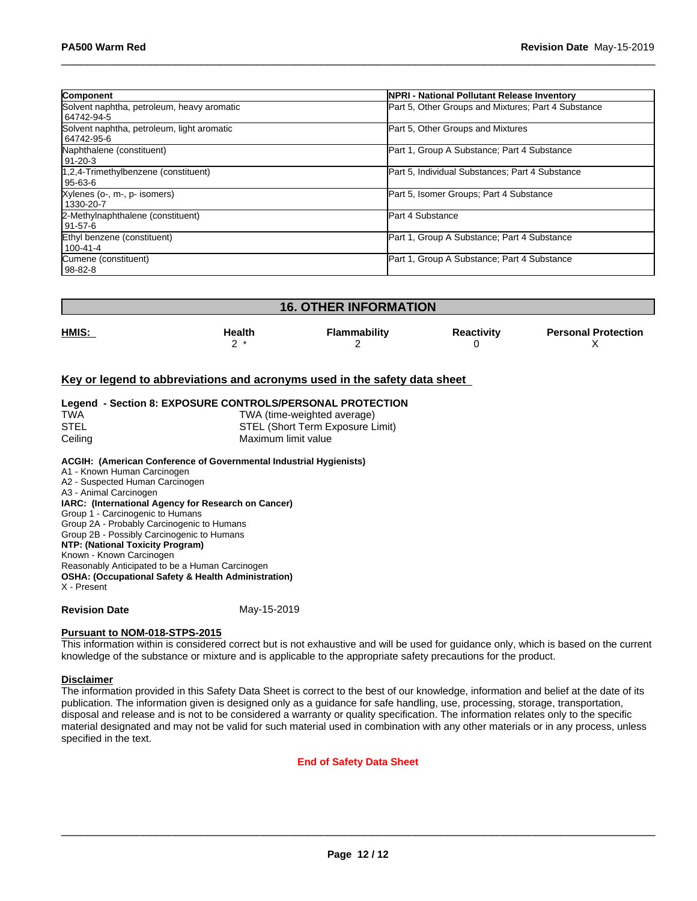| Component | NPRI - National Pollutant Release Inventory |
|---|---|
| Solvent naphtha, petroleum, heavy aromatic 64742-94-5 | Part 5, Other Groups and Mixtures; Part 4 Substance |
| Solvent naphtha, petroleum, light aromatic 64742-95-6 | Part 5, Other Groups and Mixtures |
| Naphthalene (constituent) 91-20-3 | Part 1, Group A Substance; Part 4 Substance |
| 1,2,4-Trimethylbenzene (constituent) 95-63-6 | Part 5, Individual Substances; Part 4 Substance |
| Xylenes (o-, m-, p- isomers) 1330-20-7 | Part 5, Isomer Groups; Part 4 Substance |
| 2-Methylnaphthalene (constituent) 91-57-6 | Part 4 Substance |
| Ethyl benzene (constituent) 100-41-4 | Part 1, Group A Substance; Part 4 Substance |
| Cumene (constituent) 98-82-8 | Part 1, Group A Substance; Part 4 Substance |

## 16. OTHER INFORMATION

| HMIS: | Health | Flammability | Reactivity | Personal Protection |
|---|---|---|---|---|
| | 2 * | 2 | 0 | X |

### Key or legend to abbreviations and acronyms used in the safety data sheet

**Legend - Section 8: EXPOSURE CONTROLS/PERSONAL PROTECTION**

| | |
|---|---|
| TWA | TWA (time-weighted average) |
| STEL | STEL (Short Term Exposure Limit) |
| Ceiling | Maximum limit value |

**ACGIH: (American Conference of Governmental Industrial Hygienists)**
A1 - Known Human Carcinogen
A2 - Suspected Human Carcinogen
A3 - Animal Carcinogen
**IARC: (International Agency for Research on Cancer)**
Group 1 - Carcinogenic to Humans
Group 2A - Probably Carcinogenic to Humans
Group 2B - Possibly Carcinogenic to Humans
**NTP: (National Toxicity Program)**
Known - Known Carcinogen
Reasonably Anticipated to be a Human Carcinogen
**OSHA: (Occupational Safety & Health Administration)**
X - Present

**Revision Date** May-15-2019

**Pursuant to NOM-018-STPS-2015**

This information within is considered correct but is not exhaustive and will be used for guidance only, which is based on the current knowledge of the substance or mixture and is applicable to the appropriate safety precautions for the product.

**Disclaimer**

The information provided in this Safety Data Sheet is correct to the best of our knowledge, information and belief at the date of its publication. The information given is designed only as a guidance for safe handling, use, processing, storage, transportation, disposal and release and is not to be considered a warranty or quality specification. The information relates only to the specific material designated and may not be valid for such material used in combination with any other materials or in any process, unless specified in the text.

**End of Safety Data Sheet**